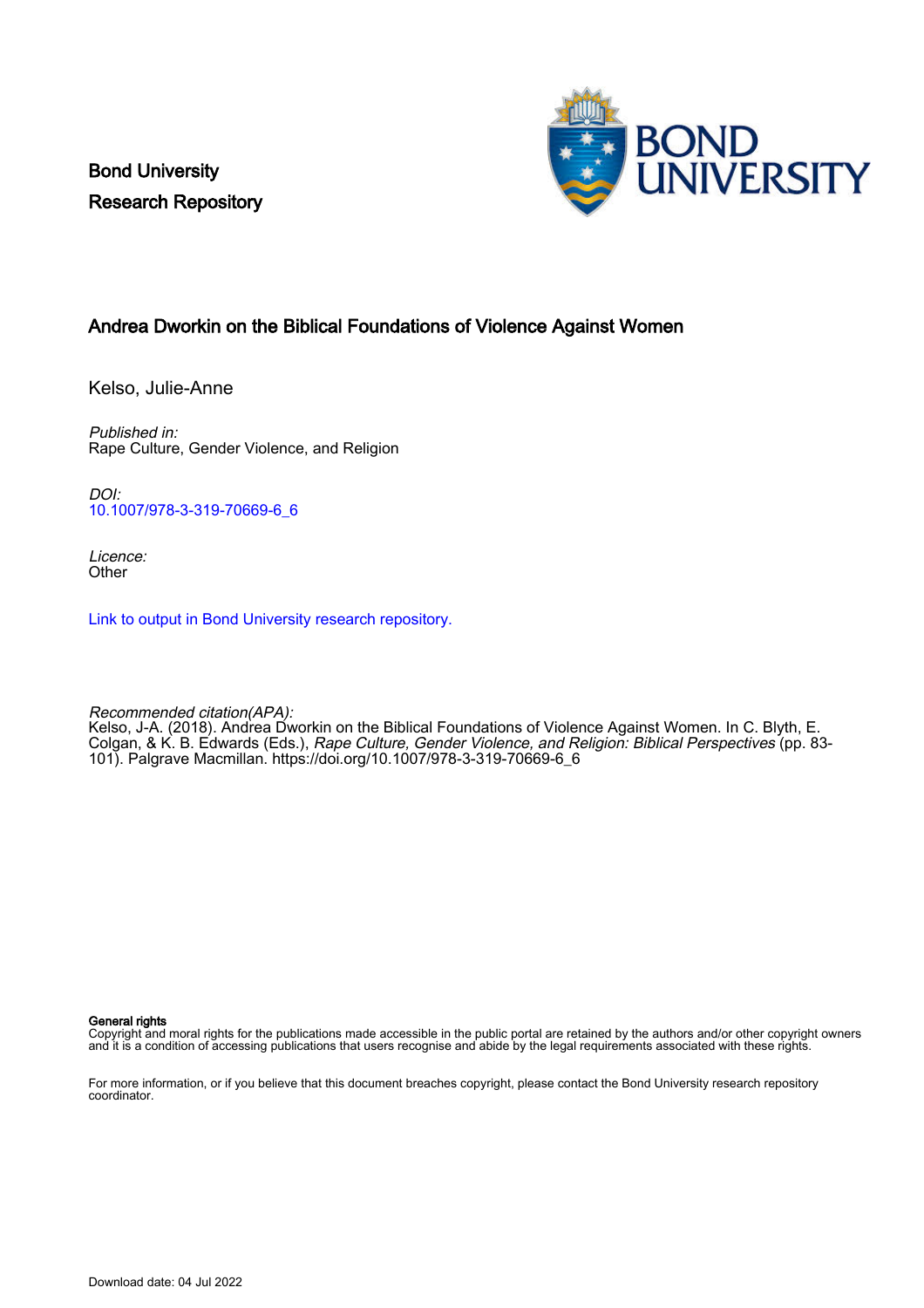Bond University
Research Repository

# Andrea Dworkin on the Biblical Foundations of Violence Against Women

Kelso, Julie-Anne

*Published in:*
Rape Culture, Gender Violence, and Religion

*DOI:*
10.1007/978-3-319-70669-6_6

*Licence:*
Other

Link to output in Bond University research repository.

*Recommended citation(APA):*
Kelso, J-A. (2018). Andrea Dworkin on the Biblical Foundations of Violence Against Women. In C. Blyth, E. Colgan, & K. B. Edwards (Eds.), *Rape Culture, Gender Violence, and Religion: Biblical Perspectives* (pp. 83-101). Palgrave Macmillan. https://doi.org/10.1007/978-3-319-70669-6_6

**General rights**
Copyright and moral rights for the publications made accessible in the public portal are retained by the authors and/or other copyright owners and it is a condition of accessing publications that users recognise and abide by the legal requirements associated with these rights.

For more information, or if you believe that this document breaches copyright, please contact the Bond University research repository coordinator.

Download date: 04 Jul 2022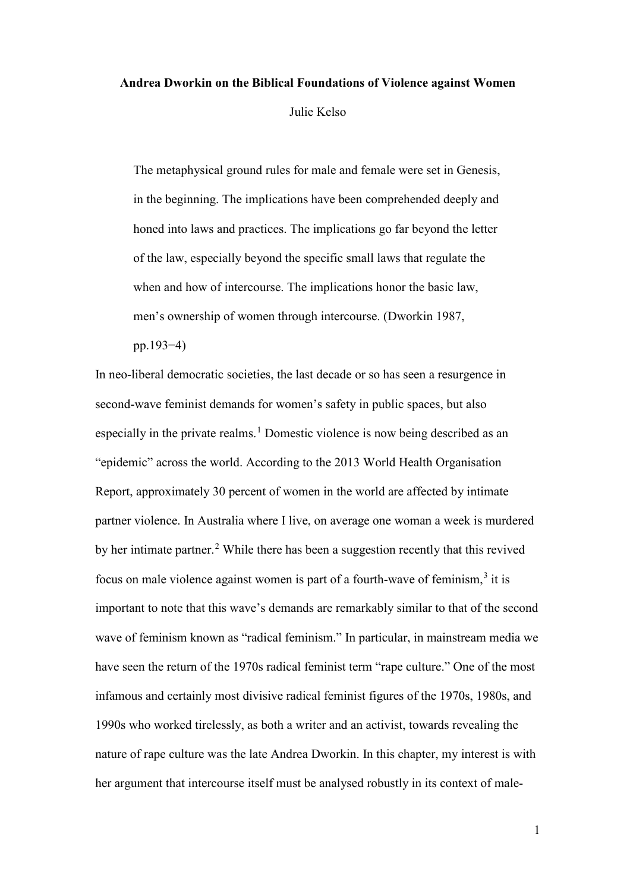**Andrea Dworkin on the Biblical Foundations of Violence against Women**

Julie Kelso

> The metaphysical ground rules for male and female were set in Genesis, in the beginning. The implications have been comprehended deeply and honed into laws and practices. The implications go far beyond the letter of the law, especially beyond the specific small laws that regulate the when and how of intercourse. The implications honor the basic law, men's ownership of women through intercourse. (Dworkin 1987, pp.193−4)

In neo-liberal democratic societies, the last decade or so has seen a resurgence in second-wave feminist demands for women's safety in public spaces, but also especially in the private realms.[1] Domestic violence is now being described as an "epidemic" across the world. According to the 2013 World Health Organisation Report, approximately 30 percent of women in the world are affected by intimate partner violence. In Australia where I live, on average one woman a week is murdered by her intimate partner.[2] While there has been a suggestion recently that this revived focus on male violence against women is part of a fourth-wave of feminism,[3] it is important to note that this wave's demands are remarkably similar to that of the second wave of feminism known as "radical feminism." In particular, in mainstream media we have seen the return of the 1970s radical feminist term "rape culture." One of the most infamous and certainly most divisive radical feminist figures of the 1970s, 1980s, and 1990s who worked tirelessly, as both a writer and an activist, towards revealing the nature of rape culture was the late Andrea Dworkin. In this chapter, my interest is with her argument that intercourse itself must be analysed robustly in its context of male-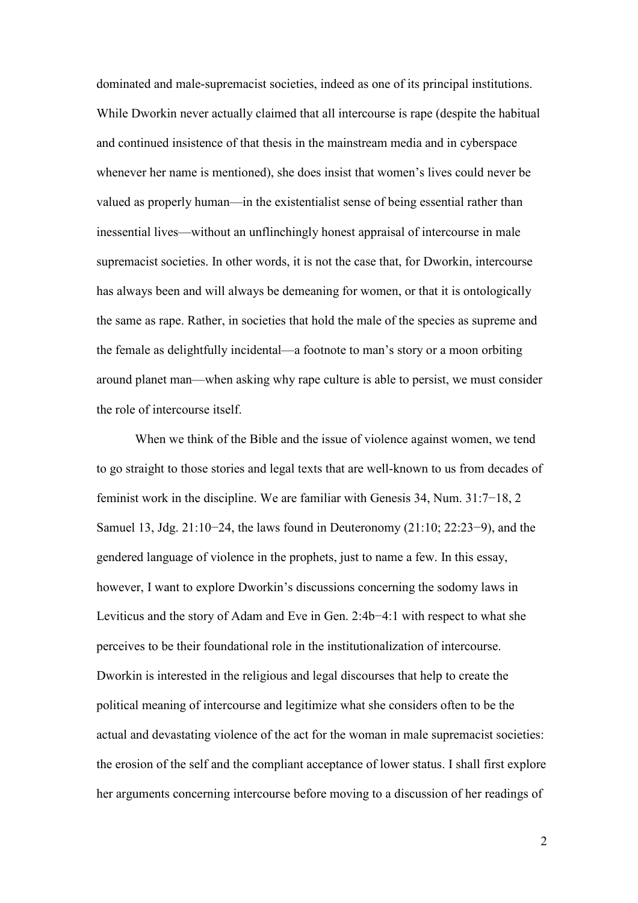dominated and male-supremacist societies, indeed as one of its principal institutions. While Dworkin never actually claimed that all intercourse is rape (despite the habitual and continued insistence of that thesis in the mainstream media and in cyberspace whenever her name is mentioned), she does insist that women's lives could never be valued as properly human—in the existentialist sense of being essential rather than inessential lives—without an unflinchingly honest appraisal of intercourse in male supremacist societies. In other words, it is not the case that, for Dworkin, intercourse has always been and will always be demeaning for women, or that it is ontologically the same as rape. Rather, in societies that hold the male of the species as supreme and the female as delightfully incidental—a footnote to man's story or a moon orbiting around planet man—when asking why rape culture is able to persist, we must consider the role of intercourse itself.

When we think of the Bible and the issue of violence against women, we tend to go straight to those stories and legal texts that are well-known to us from decades of feminist work in the discipline. We are familiar with Genesis 34, Num. 31:7−18, 2 Samuel 13, Jdg. 21:10−24, the laws found in Deuteronomy (21:10; 22:23−9), and the gendered language of violence in the prophets, just to name a few. In this essay, however, I want to explore Dworkin's discussions concerning the sodomy laws in Leviticus and the story of Adam and Eve in Gen. 2:4b−4:1 with respect to what she perceives to be their foundational role in the institutionalization of intercourse. Dworkin is interested in the religious and legal discourses that help to create the political meaning of intercourse and legitimize what she considers often to be the actual and devastating violence of the act for the woman in male supremacist societies: the erosion of the self and the compliant acceptance of lower status. I shall first explore her arguments concerning intercourse before moving to a discussion of her readings of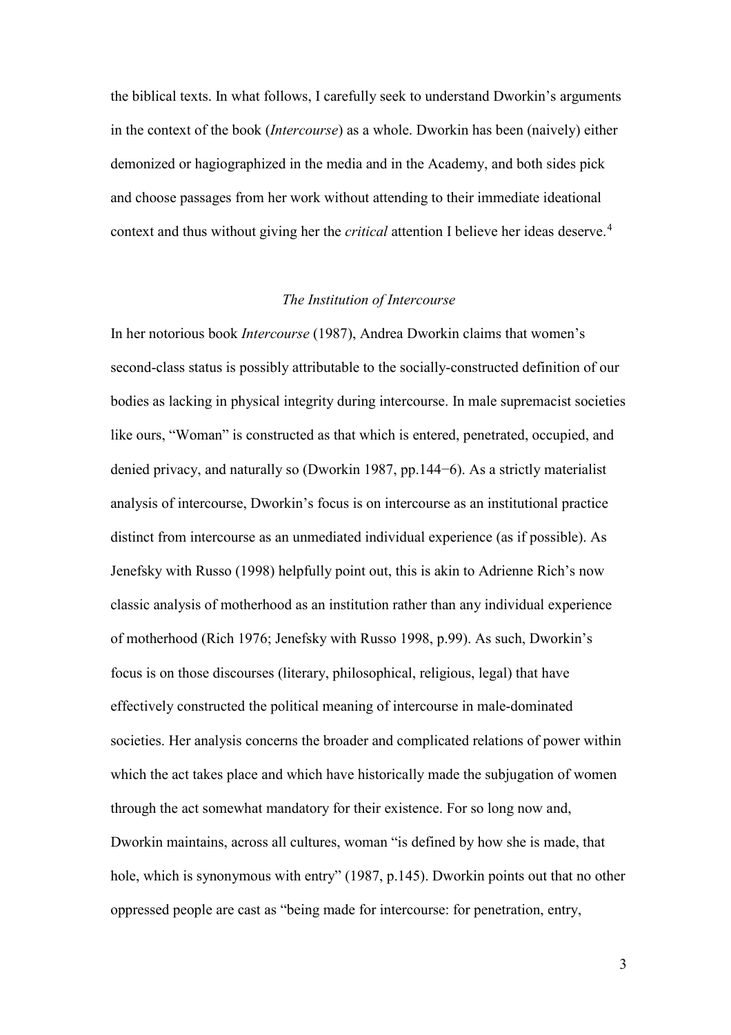the biblical texts. In what follows, I carefully seek to understand Dworkin's arguments in the context of the book (*Intercourse*) as a whole. Dworkin has been (naively) either demonized or hagiographized in the media and in the Academy, and both sides pick and choose passages from her work without attending to their immediate ideational context and thus without giving her the *critical* attention I believe her ideas deserve.[4]

## *The Institution of Intercourse*

In her notorious book *Intercourse* (1987), Andrea Dworkin claims that women's second-class status is possibly attributable to the socially-constructed definition of our bodies as lacking in physical integrity during intercourse. In male supremacist societies like ours, "Woman" is constructed as that which is entered, penetrated, occupied, and denied privacy, and naturally so (Dworkin 1987, pp.144−6). As a strictly materialist analysis of intercourse, Dworkin's focus is on intercourse as an institutional practice distinct from intercourse as an unmediated individual experience (as if possible). As Jenefsky with Russo (1998) helpfully point out, this is akin to Adrienne Rich's now classic analysis of motherhood as an institution rather than any individual experience of motherhood (Rich 1976; Jenefsky with Russo 1998, p.99). As such, Dworkin's focus is on those discourses (literary, philosophical, religious, legal) that have effectively constructed the political meaning of intercourse in male-dominated societies. Her analysis concerns the broader and complicated relations of power within which the act takes place and which have historically made the subjugation of women through the act somewhat mandatory for their existence. For so long now and, Dworkin maintains, across all cultures, woman "is defined by how she is made, that hole, which is synonymous with entry" (1987, p.145). Dworkin points out that no other oppressed people are cast as "being made for intercourse: for penetration, entry,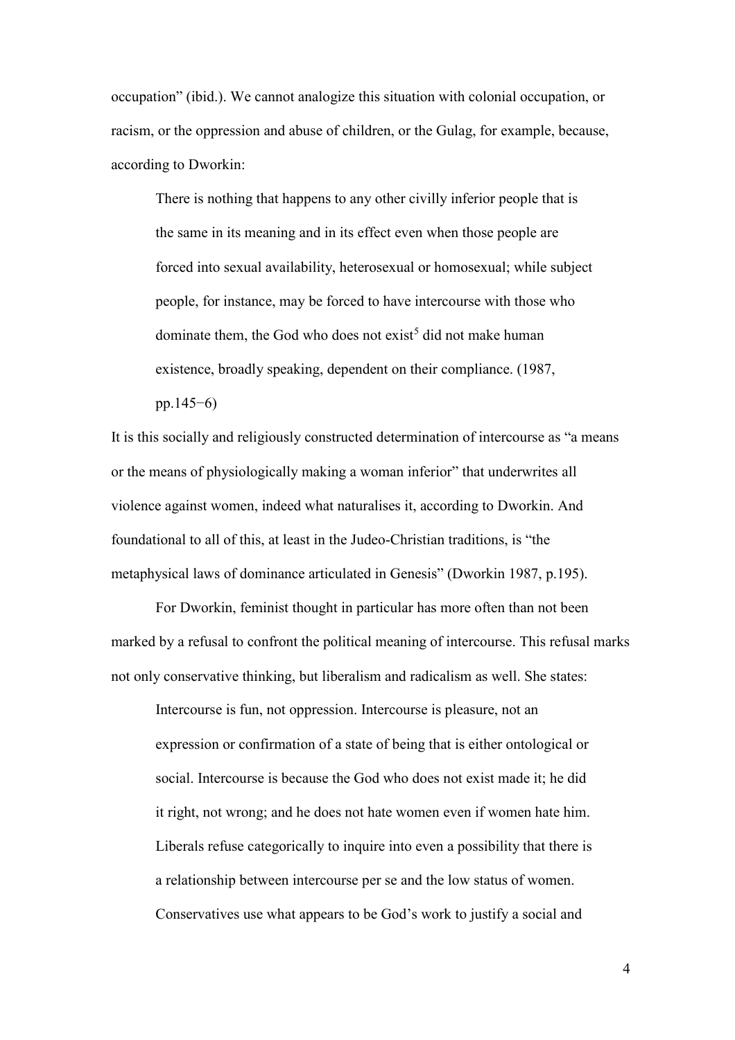occupation" (ibid.). We cannot analogize this situation with colonial occupation, or racism, or the oppression and abuse of children, or the Gulag, for example, because, according to Dworkin:

> There is nothing that happens to any other civilly inferior people that is the same in its meaning and in its effect even when those people are forced into sexual availability, heterosexual or homosexual; while subject people, for instance, may be forced to have intercourse with those who dominate them, the God who does not exist[5] did not make human existence, broadly speaking, dependent on their compliance. (1987, pp.145−6)

It is this socially and religiously constructed determination of intercourse as "a means or the means of physiologically making a woman inferior" that underwrites all violence against women, indeed what naturalises it, according to Dworkin. And foundational to all of this, at least in the Judeo-Christian traditions, is "the metaphysical laws of dominance articulated in Genesis" (Dworkin 1987, p.195).

For Dworkin, feminist thought in particular has more often than not been marked by a refusal to confront the political meaning of intercourse. This refusal marks not only conservative thinking, but liberalism and radicalism as well. She states:

> Intercourse is fun, not oppression. Intercourse is pleasure, not an expression or confirmation of a state of being that is either ontological or social. Intercourse is because the God who does not exist made it; he did it right, not wrong; and he does not hate women even if women hate him. Liberals refuse categorically to inquire into even a possibility that there is a relationship between intercourse per se and the low status of women. Conservatives use what appears to be God's work to justify a social and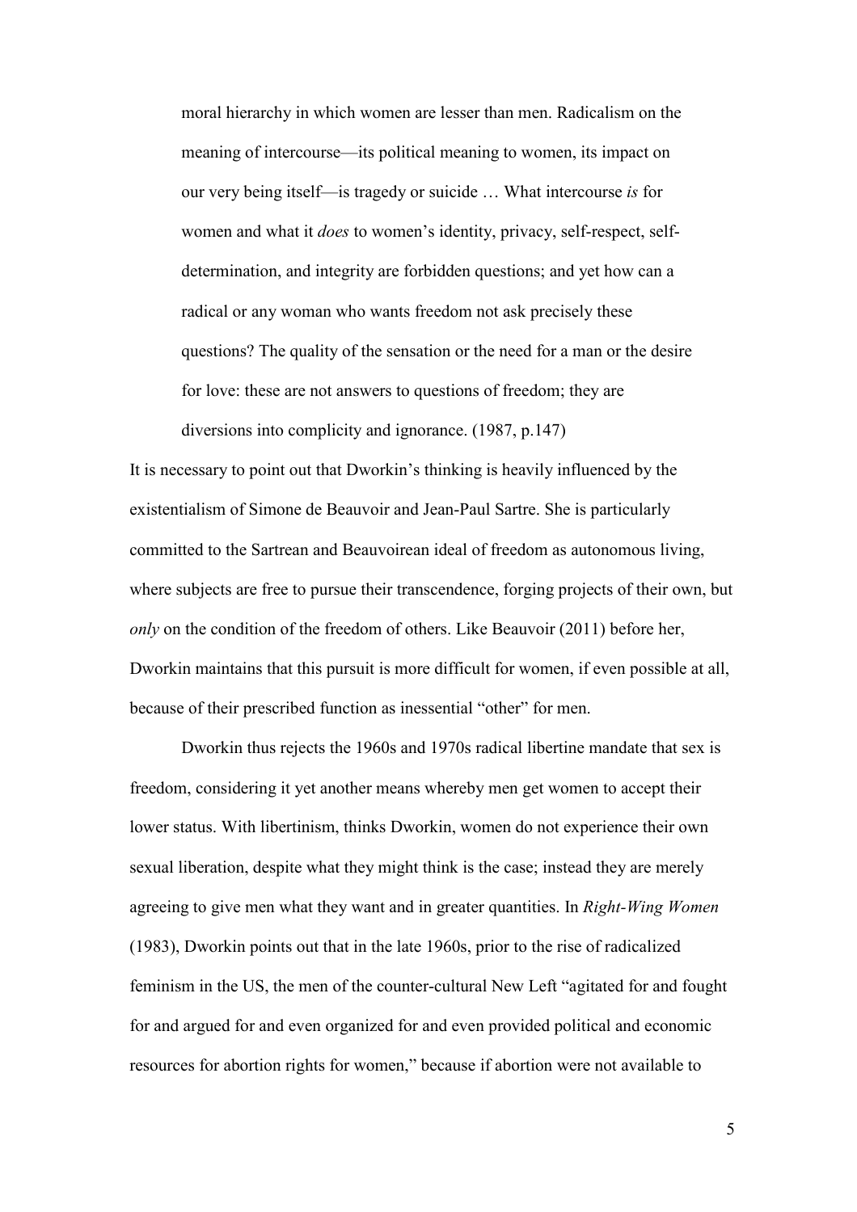> moral hierarchy in which women are lesser than men. Radicalism on the meaning of intercourse—its political meaning to women, its impact on our very being itself—is tragedy or suicide … What intercourse *is* for women and what it *does* to women's identity, privacy, self-respect, self-determination, and integrity are forbidden questions; and yet how can a radical or any woman who wants freedom not ask precisely these questions? The quality of the sensation or the need for a man or the desire for love: these are not answers to questions of freedom; they are diversions into complicity and ignorance. (1987, p.147)

It is necessary to point out that Dworkin's thinking is heavily influenced by the existentialism of Simone de Beauvoir and Jean-Paul Sartre. She is particularly committed to the Sartrean and Beauvoirean ideal of freedom as autonomous living, where subjects are free to pursue their transcendence, forging projects of their own, but *only* on the condition of the freedom of others. Like Beauvoir (2011) before her, Dworkin maintains that this pursuit is more difficult for women, if even possible at all, because of their prescribed function as inessential "other" for men.

Dworkin thus rejects the 1960s and 1970s radical libertine mandate that sex is freedom, considering it yet another means whereby men get women to accept their lower status. With libertinism, thinks Dworkin, women do not experience their own sexual liberation, despite what they might think is the case; instead they are merely agreeing to give men what they want and in greater quantities. In *Right-Wing Women* (1983), Dworkin points out that in the late 1960s, prior to the rise of radicalized feminism in the US, the men of the counter-cultural New Left "agitated for and fought for and argued for and even organized for and even provided political and economic resources for abortion rights for women," because if abortion were not available to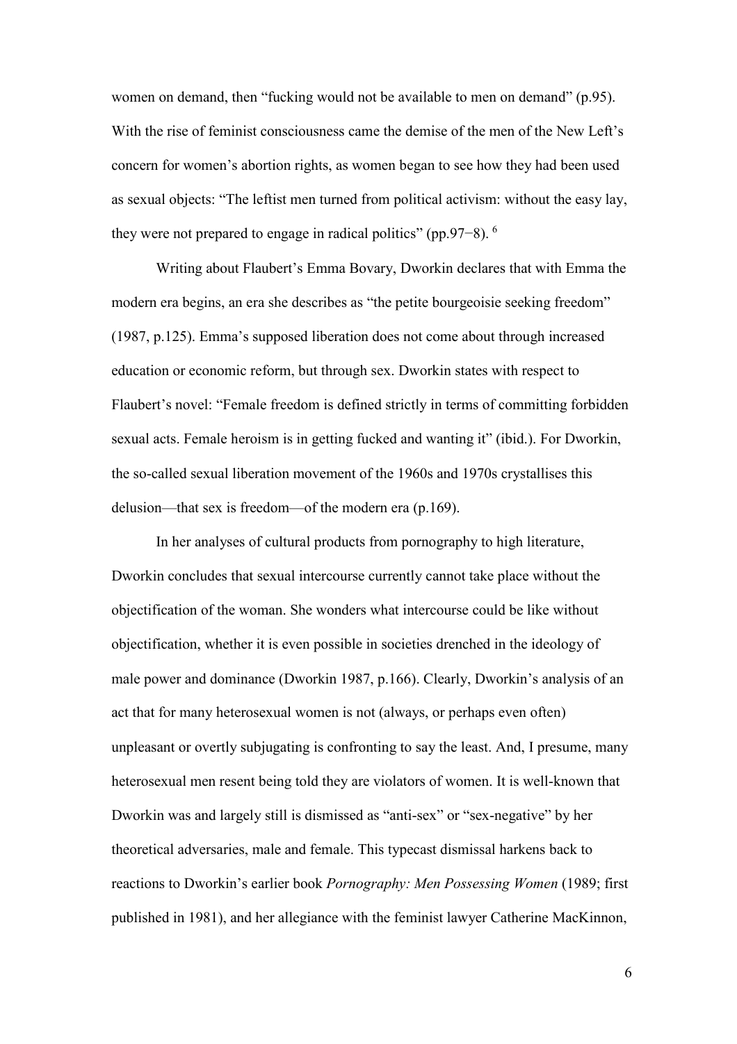women on demand, then "fucking would not be available to men on demand" (p.95). With the rise of feminist consciousness came the demise of the men of the New Left's concern for women's abortion rights, as women began to see how they had been used as sexual objects: "The leftist men turned from political activism: without the easy lay, they were not prepared to engage in radical politics" (pp.97−8). [6]

Writing about Flaubert's Emma Bovary, Dworkin declares that with Emma the modern era begins, an era she describes as "the petite bourgeoisie seeking freedom" (1987, p.125). Emma's supposed liberation does not come about through increased education or economic reform, but through sex. Dworkin states with respect to Flaubert's novel: "Female freedom is defined strictly in terms of committing forbidden sexual acts. Female heroism is in getting fucked and wanting it" (ibid.). For Dworkin, the so-called sexual liberation movement of the 1960s and 1970s crystallises this delusion—that sex is freedom—of the modern era (p.169).

In her analyses of cultural products from pornography to high literature, Dworkin concludes that sexual intercourse currently cannot take place without the objectification of the woman. She wonders what intercourse could be like without objectification, whether it is even possible in societies drenched in the ideology of male power and dominance (Dworkin 1987, p.166). Clearly, Dworkin's analysis of an act that for many heterosexual women is not (always, or perhaps even often) unpleasant or overtly subjugating is confronting to say the least. And, I presume, many heterosexual men resent being told they are violators of women. It is well-known that Dworkin was and largely still is dismissed as "anti-sex" or "sex-negative" by her theoretical adversaries, male and female. This typecast dismissal harkens back to reactions to Dworkin's earlier book *Pornography: Men Possessing Women* (1989; first published in 1981), and her allegiance with the feminist lawyer Catherine MacKinnon,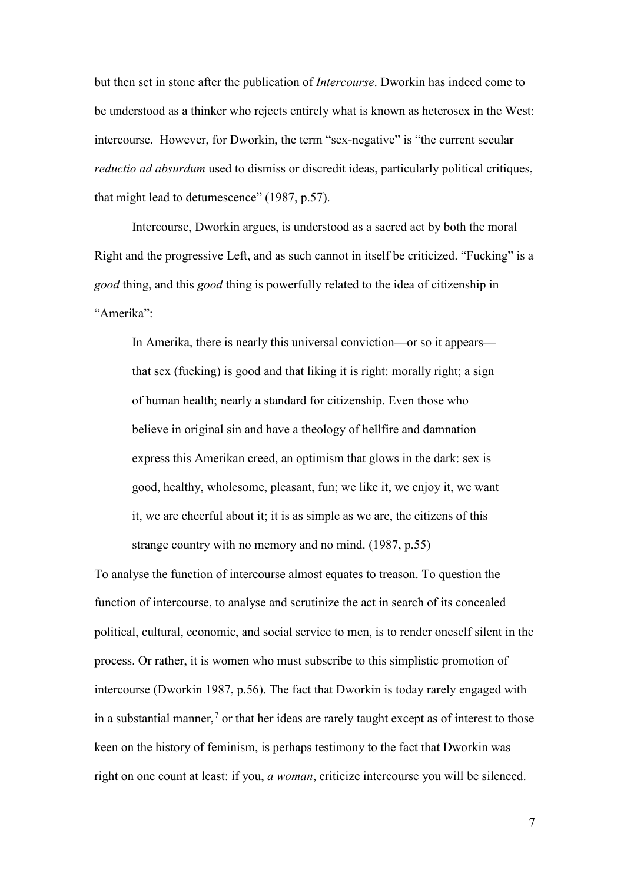but then set in stone after the publication of *Intercourse*. Dworkin has indeed come to be understood as a thinker who rejects entirely what is known as heterosex in the West: intercourse. However, for Dworkin, the term "sex-negative" is "the current secular *reductio ad absurdum* used to dismiss or discredit ideas, particularly political critiques, that might lead to detumescence" (1987, p.57).

Intercourse, Dworkin argues, is understood as a sacred act by both the moral Right and the progressive Left, and as such cannot in itself be criticized. "Fucking" is a *good* thing, and this *good* thing is powerfully related to the idea of citizenship in "Amerika":

> In Amerika, there is nearly this universal conviction—or so it appears—that sex (fucking) is good and that liking it is right: morally right; a sign of human health; nearly a standard for citizenship. Even those who believe in original sin and have a theology of hellfire and damnation express this Amerikan creed, an optimism that glows in the dark: sex is good, healthy, wholesome, pleasant, fun; we like it, we enjoy it, we want it, we are cheerful about it; it is as simple as we are, the citizens of this strange country with no memory and no mind. (1987, p.55)

To analyse the function of intercourse almost equates to treason. To question the function of intercourse, to analyse and scrutinize the act in search of its concealed political, cultural, economic, and social service to men, is to render oneself silent in the process. Or rather, it is women who must subscribe to this simplistic promotion of intercourse (Dworkin 1987, p.56). The fact that Dworkin is today rarely engaged with in a substantial manner,[7] or that her ideas are rarely taught except as of interest to those keen on the history of feminism, is perhaps testimony to the fact that Dworkin was right on one count at least: if you, *a woman*, criticize intercourse you will be silenced.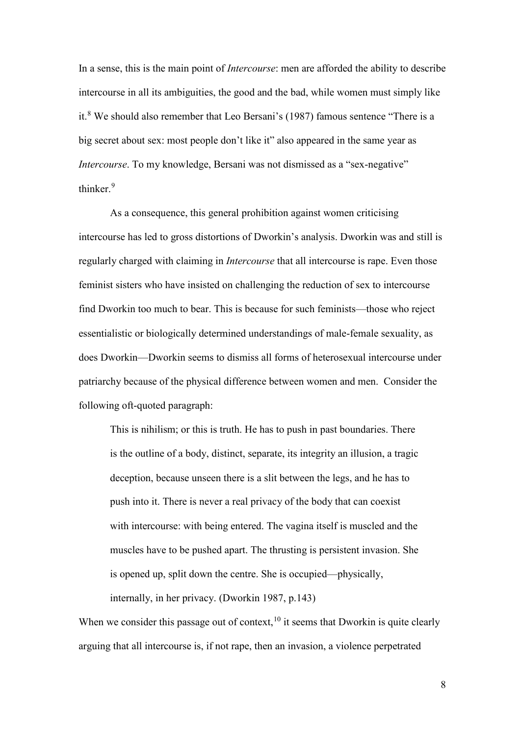In a sense, this is the main point of *Intercourse*: men are afforded the ability to describe intercourse in all its ambiguities, the good and the bad, while women must simply like it.[8] We should also remember that Leo Bersani's (1987) famous sentence "There is a big secret about sex: most people don't like it" also appeared in the same year as *Intercourse*. To my knowledge, Bersani was not dismissed as a "sex-negative" thinker.[9]

As a consequence, this general prohibition against women criticising intercourse has led to gross distortions of Dworkin's analysis. Dworkin was and still is regularly charged with claiming in *Intercourse* that all intercourse is rape. Even those feminist sisters who have insisted on challenging the reduction of sex to intercourse find Dworkin too much to bear. This is because for such feminists—those who reject essentialistic or biologically determined understandings of male-female sexuality, as does Dworkin—Dworkin seems to dismiss all forms of heterosexual intercourse under patriarchy because of the physical difference between women and men. Consider the following oft-quoted paragraph:

> This is nihilism; or this is truth. He has to push in past boundaries. There is the outline of a body, distinct, separate, its integrity an illusion, a tragic deception, because unseen there is a slit between the legs, and he has to push into it. There is never a real privacy of the body that can coexist with intercourse: with being entered. The vagina itself is muscled and the muscles have to be pushed apart. The thrusting is persistent invasion. She is opened up, split down the centre. She is occupied—physically, internally, in her privacy. (Dworkin 1987, p.143)

When we consider this passage out of context,[10] it seems that Dworkin is quite clearly arguing that all intercourse is, if not rape, then an invasion, a violence perpetrated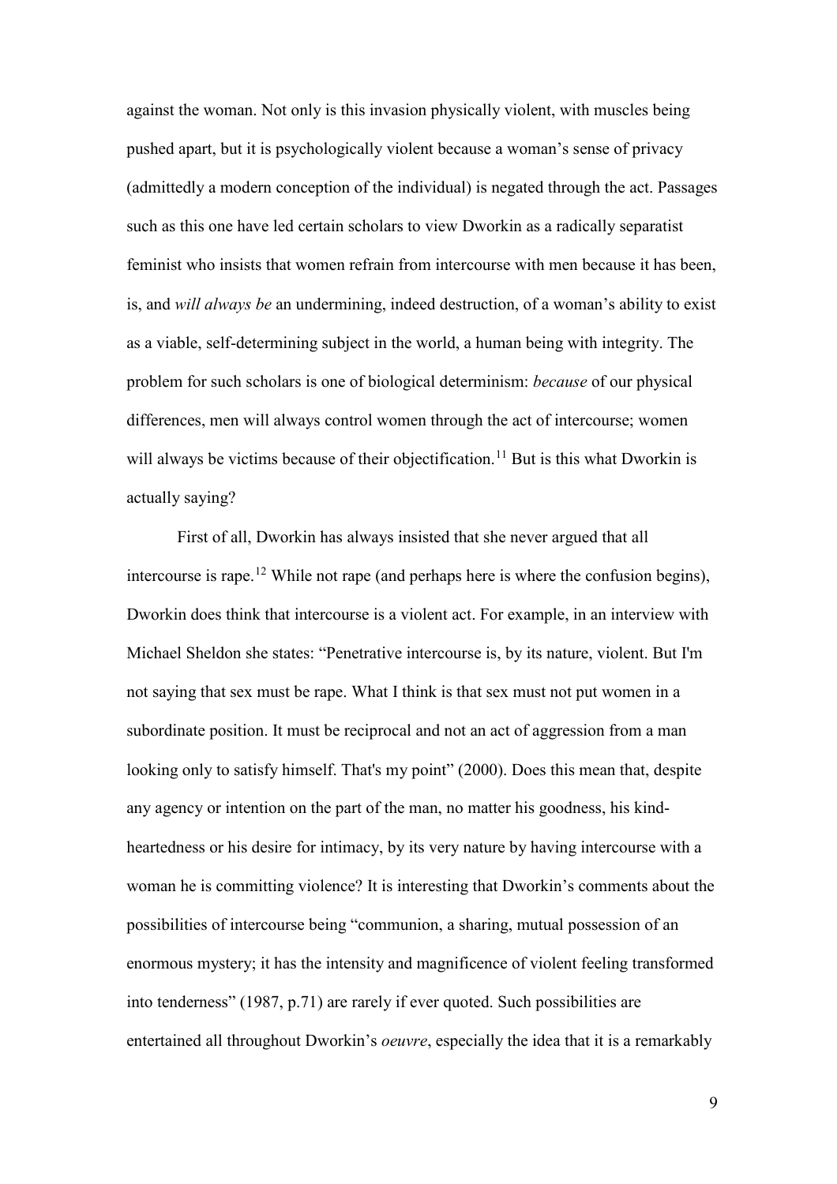against the woman. Not only is this invasion physically violent, with muscles being pushed apart, but it is psychologically violent because a woman's sense of privacy (admittedly a modern conception of the individual) is negated through the act. Passages such as this one have led certain scholars to view Dworkin as a radically separatist feminist who insists that women refrain from intercourse with men because it has been, is, and *will always be* an undermining, indeed destruction, of a woman's ability to exist as a viable, self-determining subject in the world, a human being with integrity. The problem for such scholars is one of biological determinism: *because* of our physical differences, men will always control women through the act of intercourse; women will always be victims because of their objectification.[11] But is this what Dworkin is actually saying?

First of all, Dworkin has always insisted that she never argued that all intercourse is rape.[12] While not rape (and perhaps here is where the confusion begins), Dworkin does think that intercourse is a violent act. For example, in an interview with Michael Sheldon she states: "Penetrative intercourse is, by its nature, violent. But I'm not saying that sex must be rape. What I think is that sex must not put women in a subordinate position. It must be reciprocal and not an act of aggression from a man looking only to satisfy himself. That's my point" (2000). Does this mean that, despite any agency or intention on the part of the man, no matter his goodness, his kind-heartedness or his desire for intimacy, by its very nature by having intercourse with a woman he is committing violence? It is interesting that Dworkin's comments about the possibilities of intercourse being "communion, a sharing, mutual possession of an enormous mystery; it has the intensity and magnificence of violent feeling transformed into tenderness" (1987, p.71) are rarely if ever quoted. Such possibilities are entertained all throughout Dworkin's *oeuvre*, especially the idea that it is a remarkably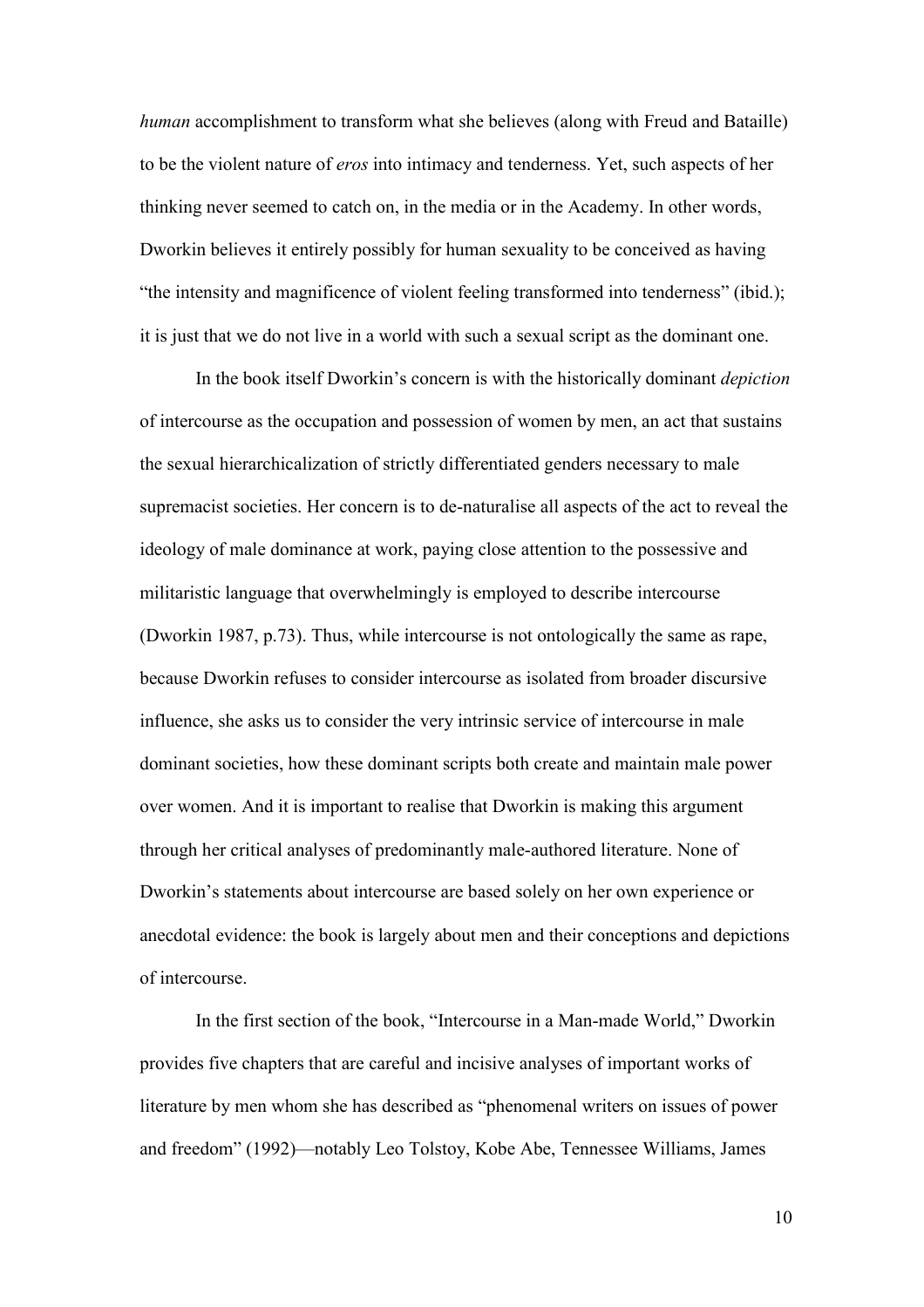*human* accomplishment to transform what she believes (along with Freud and Bataille) to be the violent nature of *eros* into intimacy and tenderness. Yet, such aspects of her thinking never seemed to catch on, in the media or in the Academy. In other words, Dworkin believes it entirely possibly for human sexuality to be conceived as having "the intensity and magnificence of violent feeling transformed into tenderness" (ibid.); it is just that we do not live in a world with such a sexual script as the dominant one.

In the book itself Dworkin's concern is with the historically dominant *depiction* of intercourse as the occupation and possession of women by men, an act that sustains the sexual hierarchicalization of strictly differentiated genders necessary to male supremacist societies. Her concern is to de-naturalise all aspects of the act to reveal the ideology of male dominance at work, paying close attention to the possessive and militaristic language that overwhelmingly is employed to describe intercourse (Dworkin 1987, p.73). Thus, while intercourse is not ontologically the same as rape, because Dworkin refuses to consider intercourse as isolated from broader discursive influence, she asks us to consider the very intrinsic service of intercourse in male dominant societies, how these dominant scripts both create and maintain male power over women. And it is important to realise that Dworkin is making this argument through her critical analyses of predominantly male-authored literature. None of Dworkin's statements about intercourse are based solely on her own experience or anecdotal evidence: the book is largely about men and their conceptions and depictions of intercourse.

In the first section of the book, "Intercourse in a Man-made World," Dworkin provides five chapters that are careful and incisive analyses of important works of literature by men whom she has described as "phenomenal writers on issues of power and freedom" (1992)—notably Leo Tolstoy, Kobe Abe, Tennessee Williams, James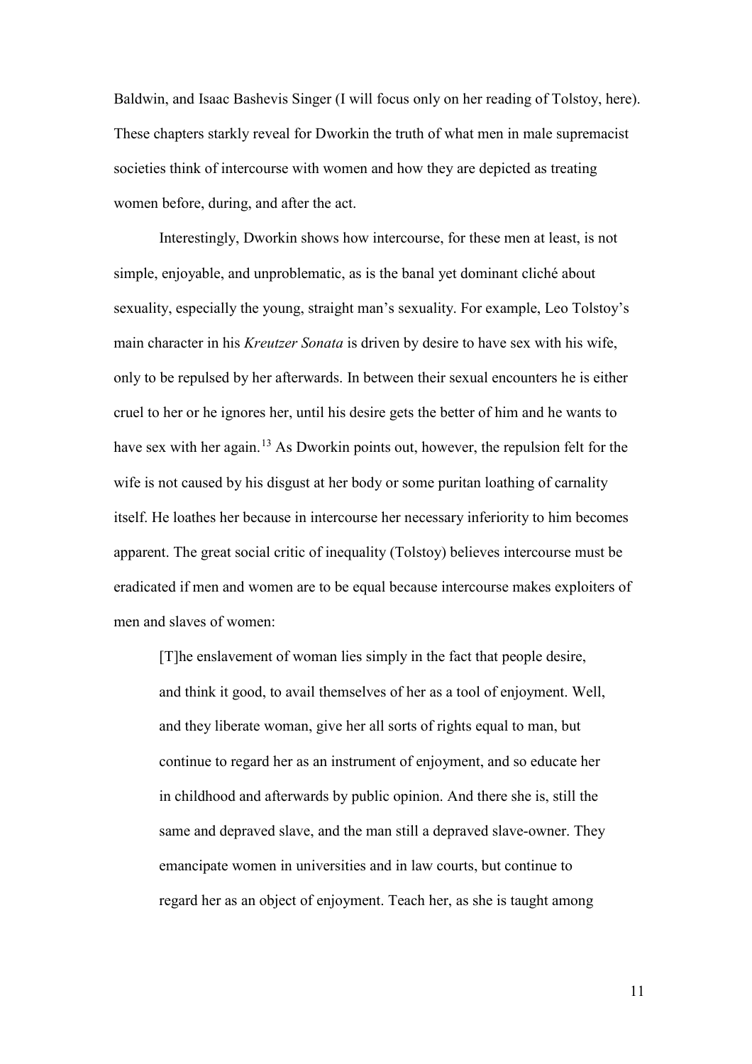Baldwin, and Isaac Bashevis Singer (I will focus only on her reading of Tolstoy, here). These chapters starkly reveal for Dworkin the truth of what men in male supremacist societies think of intercourse with women and how they are depicted as treating women before, during, and after the act.

Interestingly, Dworkin shows how intercourse, for these men at least, is not simple, enjoyable, and unproblematic, as is the banal yet dominant cliché about sexuality, especially the young, straight man's sexuality. For example, Leo Tolstoy's main character in his *Kreutzer Sonata* is driven by desire to have sex with his wife, only to be repulsed by her afterwards. In between their sexual encounters he is either cruel to her or he ignores her, until his desire gets the better of him and he wants to have sex with her again.[13] As Dworkin points out, however, the repulsion felt for the wife is not caused by his disgust at her body or some puritan loathing of carnality itself. He loathes her because in intercourse her necessary inferiority to him becomes apparent. The great social critic of inequality (Tolstoy) believes intercourse must be eradicated if men and women are to be equal because intercourse makes exploiters of men and slaves of women:

> [T]he enslavement of woman lies simply in the fact that people desire, and think it good, to avail themselves of her as a tool of enjoyment. Well, and they liberate woman, give her all sorts of rights equal to man, but continue to regard her as an instrument of enjoyment, and so educate her in childhood and afterwards by public opinion. And there she is, still the same and depraved slave, and the man still a depraved slave-owner. They emancipate women in universities and in law courts, but continue to regard her as an object of enjoyment. Teach her, as she is taught among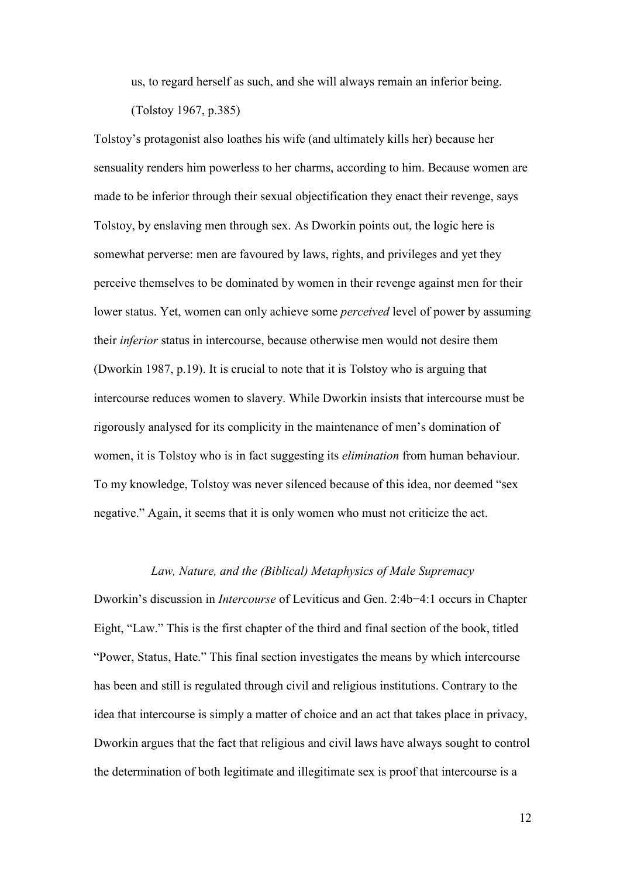> us, to regard herself as such, and she will always remain an inferior being. (Tolstoy 1967, p.385)

Tolstoy's protagonist also loathes his wife (and ultimately kills her) because her sensuality renders him powerless to her charms, according to him. Because women are made to be inferior through their sexual objectification they enact their revenge, says Tolstoy, by enslaving men through sex. As Dworkin points out, the logic here is somewhat perverse: men are favoured by laws, rights, and privileges and yet they perceive themselves to be dominated by women in their revenge against men for their lower status. Yet, women can only achieve some *perceived* level of power by assuming their *inferior* status in intercourse, because otherwise men would not desire them (Dworkin 1987, p.19). It is crucial to note that it is Tolstoy who is arguing that intercourse reduces women to slavery. While Dworkin insists that intercourse must be rigorously analysed for its complicity in the maintenance of men's domination of women, it is Tolstoy who is in fact suggesting its *elimination* from human behaviour. To my knowledge, Tolstoy was never silenced because of this idea, nor deemed "sex negative." Again, it seems that it is only women who must not criticize the act.

### *Law, Nature, and the (Biblical) Metaphysics of Male Supremacy*

Dworkin's discussion in *Intercourse* of Leviticus and Gen. 2:4b–4:1 occurs in Chapter Eight, "Law." This is the first chapter of the third and final section of the book, titled "Power, Status, Hate." This final section investigates the means by which intercourse has been and still is regulated through civil and religious institutions. Contrary to the idea that intercourse is simply a matter of choice and an act that takes place in privacy, Dworkin argues that the fact that religious and civil laws have always sought to control the determination of both legitimate and illegitimate sex is proof that intercourse is a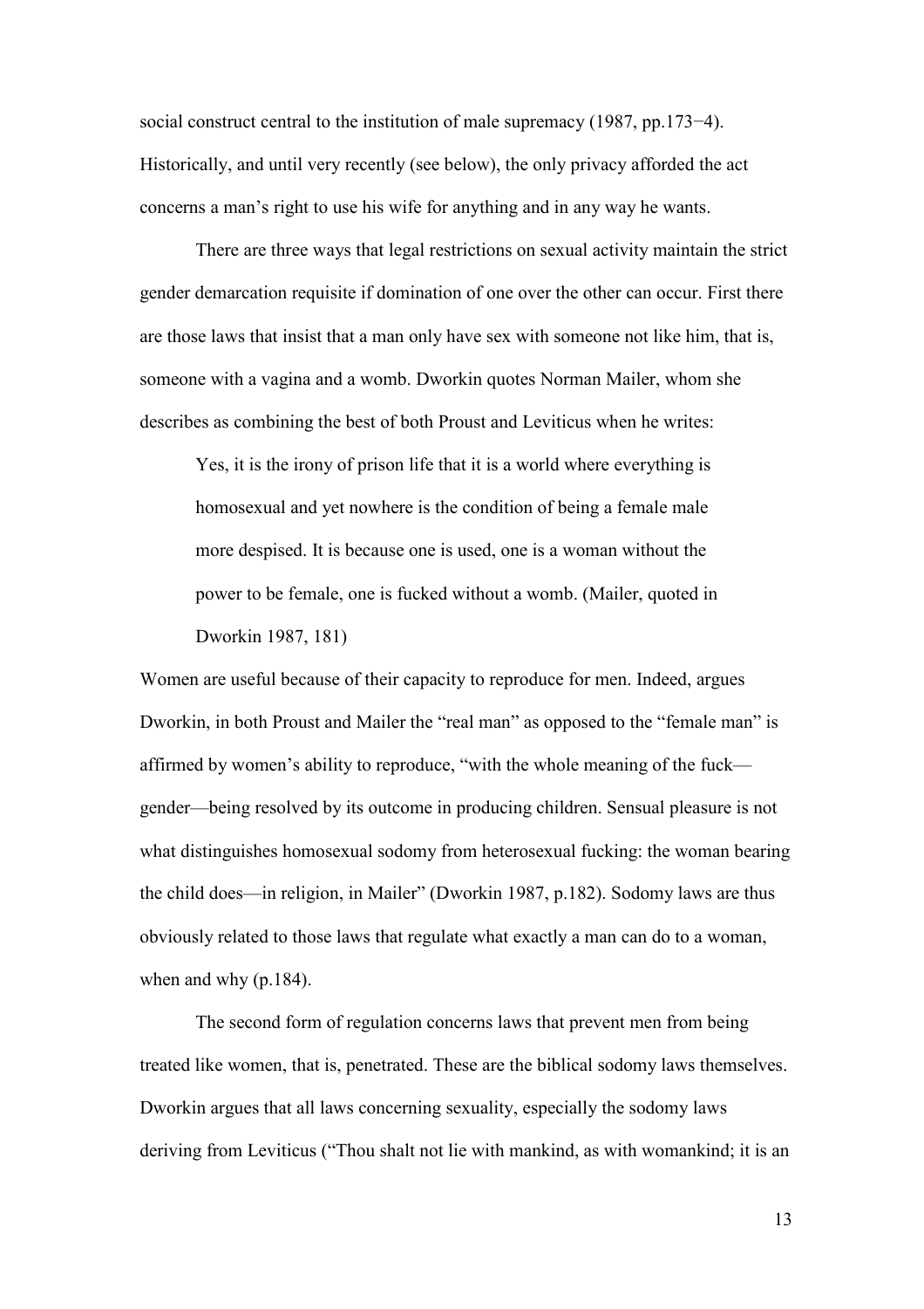social construct central to the institution of male supremacy (1987, pp.173−4). Historically, and until very recently (see below), the only privacy afforded the act concerns a man's right to use his wife for anything and in any way he wants.

There are three ways that legal restrictions on sexual activity maintain the strict gender demarcation requisite if domination of one over the other can occur. First there are those laws that insist that a man only have sex with someone not like him, that is, someone with a vagina and a womb. Dworkin quotes Norman Mailer, whom she describes as combining the best of both Proust and Leviticus when he writes:

> Yes, it is the irony of prison life that it is a world where everything is homosexual and yet nowhere is the condition of being a female male more despised. It is because one is used, one is a woman without the power to be female, one is fucked without a womb. (Mailer, quoted in Dworkin 1987, 181)

Women are useful because of their capacity to reproduce for men. Indeed, argues Dworkin, in both Proust and Mailer the "real man" as opposed to the "female man" is affirmed by women's ability to reproduce, "with the whole meaning of the fuck—gender—being resolved by its outcome in producing children. Sensual pleasure is not what distinguishes homosexual sodomy from heterosexual fucking: the woman bearing the child does—in religion, in Mailer" (Dworkin 1987, p.182). Sodomy laws are thus obviously related to those laws that regulate what exactly a man can do to a woman, when and why (p.184).

The second form of regulation concerns laws that prevent men from being treated like women, that is, penetrated. These are the biblical sodomy laws themselves. Dworkin argues that all laws concerning sexuality, especially the sodomy laws deriving from Leviticus ("Thou shalt not lie with mankind, as with womankind; it is an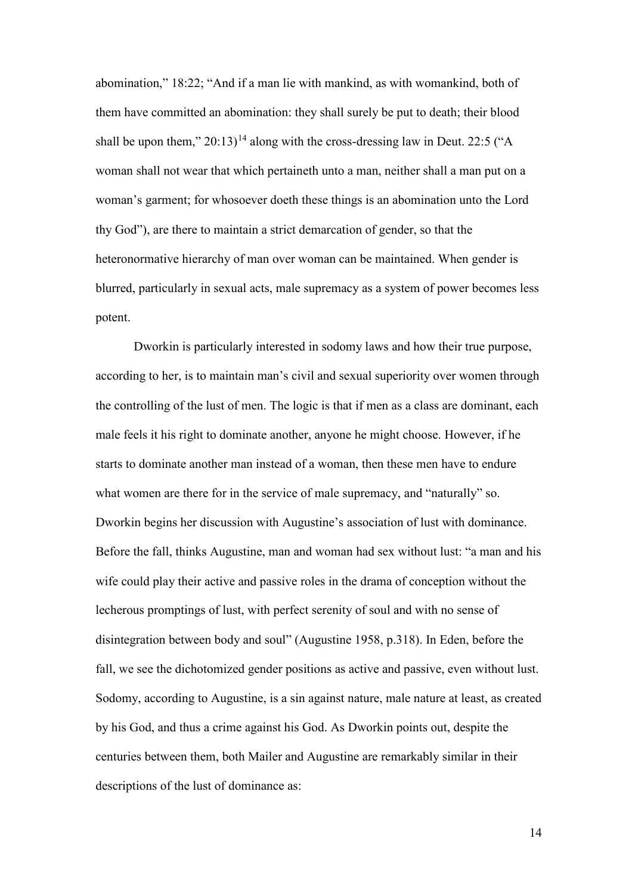abomination," 18:22; "And if a man lie with mankind, as with womankind, both of them have committed an abomination: they shall surely be put to death; their blood shall be upon them," 20:13)[14] along with the cross-dressing law in Deut. 22:5 ("A woman shall not wear that which pertaineth unto a man, neither shall a man put on a woman's garment; for whosoever doeth these things is an abomination unto the Lord thy God"), are there to maintain a strict demarcation of gender, so that the heteronormative hierarchy of man over woman can be maintained. When gender is blurred, particularly in sexual acts, male supremacy as a system of power becomes less potent.

Dworkin is particularly interested in sodomy laws and how their true purpose, according to her, is to maintain man's civil and sexual superiority over women through the controlling of the lust of men. The logic is that if men as a class are dominant, each male feels it his right to dominate another, anyone he might choose. However, if he starts to dominate another man instead of a woman, then these men have to endure what women are there for in the service of male supremacy, and "naturally" so. Dworkin begins her discussion with Augustine's association of lust with dominance. Before the fall, thinks Augustine, man and woman had sex without lust: "a man and his wife could play their active and passive roles in the drama of conception without the lecherous promptings of lust, with perfect serenity of soul and with no sense of disintegration between body and soul" (Augustine 1958, p.318). In Eden, before the fall, we see the dichotomized gender positions as active and passive, even without lust. Sodomy, according to Augustine, is a sin against nature, male nature at least, as created by his God, and thus a crime against his God. As Dworkin points out, despite the centuries between them, both Mailer and Augustine are remarkably similar in their descriptions of the lust of dominance as: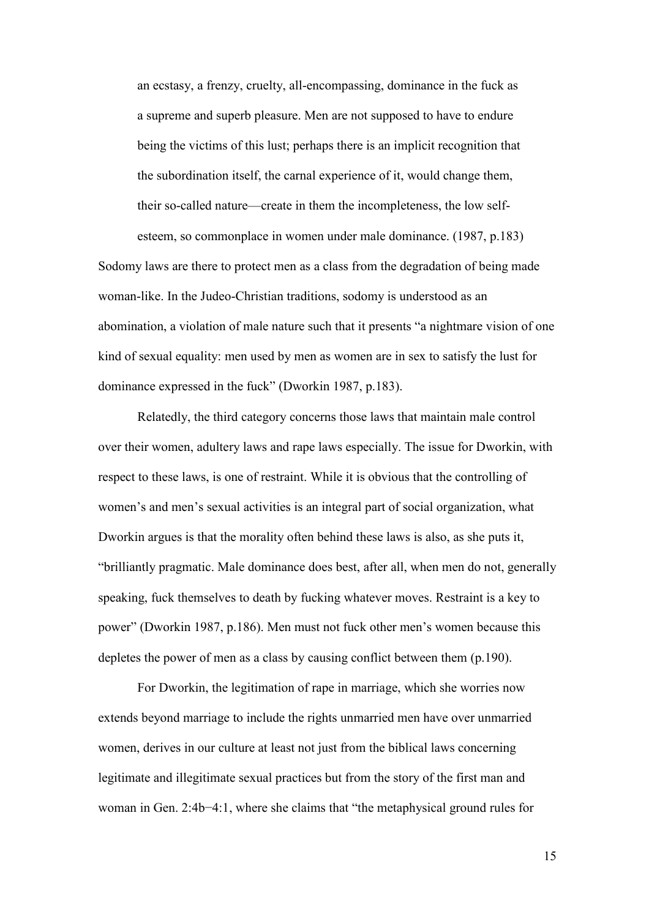> an ecstasy, a frenzy, cruelty, all-encompassing, dominance in the fuck as a supreme and superb pleasure. Men are not supposed to have to endure being the victims of this lust; perhaps there is an implicit recognition that the subordination itself, the carnal experience of it, would change them, their so-called nature—create in them the incompleteness, the low self-esteem, so commonplace in women under male dominance. (1987, p.183)

Sodomy laws are there to protect men as a class from the degradation of being made woman-like. In the Judeo-Christian traditions, sodomy is understood as an abomination, a violation of male nature such that it presents "a nightmare vision of one kind of sexual equality: men used by men as women are in sex to satisfy the lust for dominance expressed in the fuck" (Dworkin 1987, p.183).

Relatedly, the third category concerns those laws that maintain male control over their women, adultery laws and rape laws especially. The issue for Dworkin, with respect to these laws, is one of restraint. While it is obvious that the controlling of women's and men's sexual activities is an integral part of social organization, what Dworkin argues is that the morality often behind these laws is also, as she puts it, "brilliantly pragmatic. Male dominance does best, after all, when men do not, generally speaking, fuck themselves to death by fucking whatever moves. Restraint is a key to power" (Dworkin 1987, p.186). Men must not fuck other men's women because this depletes the power of men as a class by causing conflict between them (p.190).

For Dworkin, the legitimation of rape in marriage, which she worries now extends beyond marriage to include the rights unmarried men have over unmarried women, derives in our culture at least not just from the biblical laws concerning legitimate and illegitimate sexual practices but from the story of the first man and woman in Gen. 2:4b−4:1, where she claims that "the metaphysical ground rules for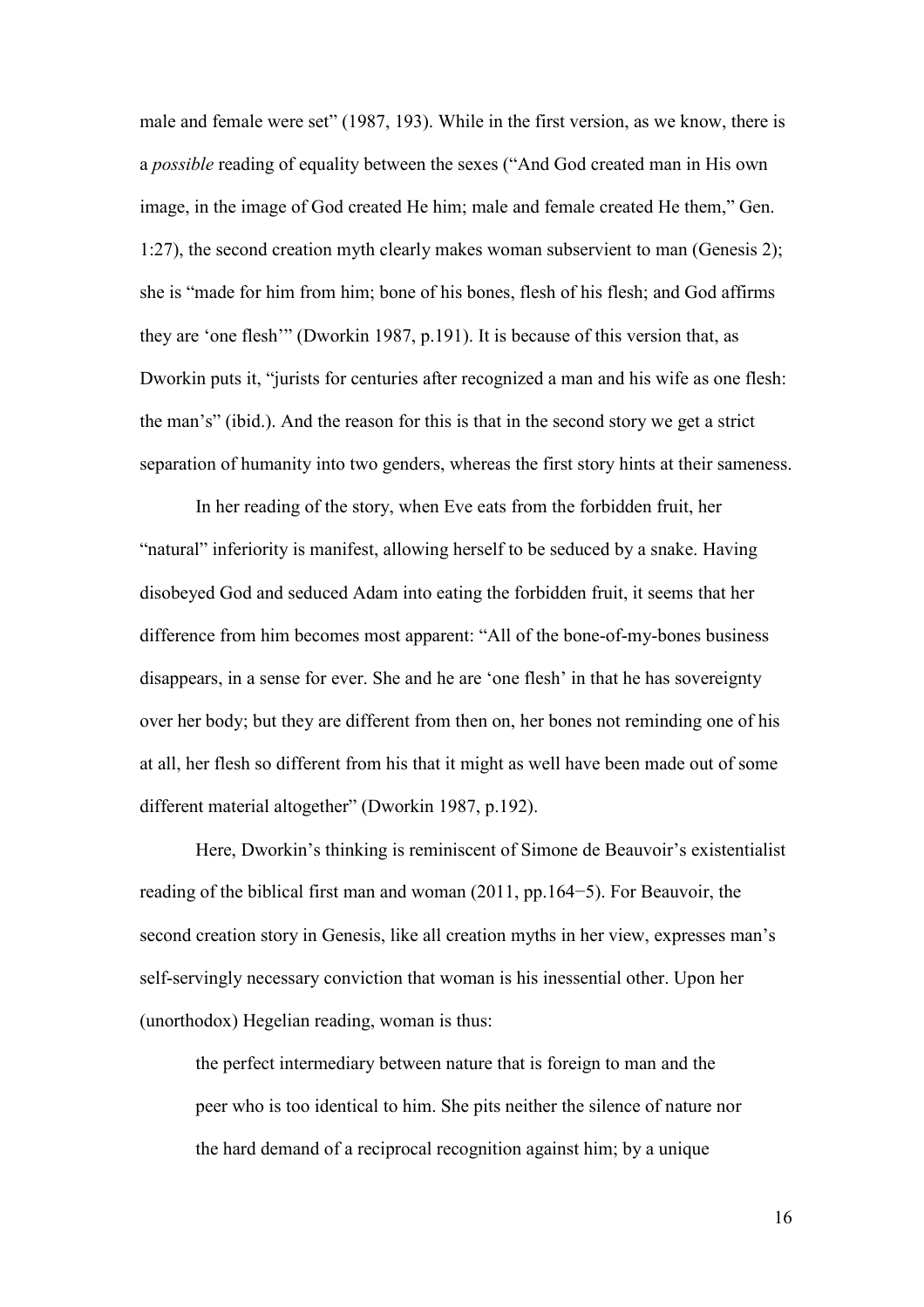male and female were set" (1987, 193). While in the first version, as we know, there is a *possible* reading of equality between the sexes ("And God created man in His own image, in the image of God created He him; male and female created He them," Gen. 1:27), the second creation myth clearly makes woman subservient to man (Genesis 2); she is "made for him from him; bone of his bones, flesh of his flesh; and God affirms they are 'one flesh'" (Dworkin 1987, p.191). It is because of this version that, as Dworkin puts it, "jurists for centuries after recognized a man and his wife as one flesh: the man's" (ibid.). And the reason for this is that in the second story we get a strict separation of humanity into two genders, whereas the first story hints at their sameness.

In her reading of the story, when Eve eats from the forbidden fruit, her "natural" inferiority is manifest, allowing herself to be seduced by a snake. Having disobeyed God and seduced Adam into eating the forbidden fruit, it seems that her difference from him becomes most apparent: "All of the bone-of-my-bones business disappears, in a sense for ever. She and he are 'one flesh' in that he has sovereignty over her body; but they are different from then on, her bones not reminding one of his at all, her flesh so different from his that it might as well have been made out of some different material altogether" (Dworkin 1987, p.192).

Here, Dworkin's thinking is reminiscent of Simone de Beauvoir's existentialist reading of the biblical first man and woman (2011, pp.164−5). For Beauvoir, the second creation story in Genesis, like all creation myths in her view, expresses man's self-servingly necessary conviction that woman is his inessential other. Upon her (unorthodox) Hegelian reading, woman is thus:

> the perfect intermediary between nature that is foreign to man and the peer who is too identical to him. She pits neither the silence of nature nor the hard demand of a reciprocal recognition against him; by a unique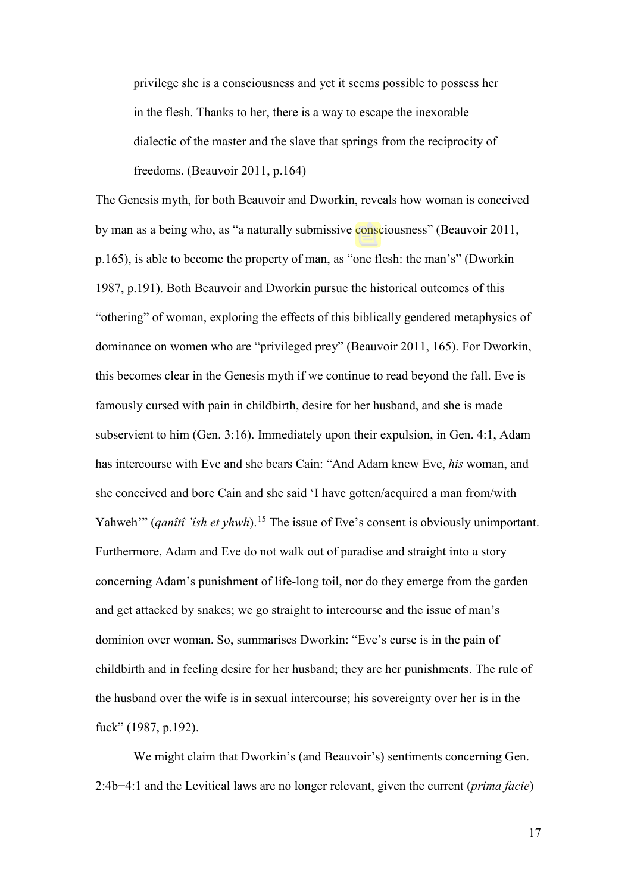> privilege she is a consciousness and yet it seems possible to possess her in the flesh. Thanks to her, there is a way to escape the inexorable dialectic of the master and the slave that springs from the reciprocity of freedoms. (Beauvoir 2011, p.164)

The Genesis myth, for both Beauvoir and Dworkin, reveals how woman is conceived by man as a being who, as "a naturally submissive consciousness" (Beauvoir 2011, p.165), is able to become the property of man, as "one flesh: the man's" (Dworkin 1987, p.191). Both Beauvoir and Dworkin pursue the historical outcomes of this "othering" of woman, exploring the effects of this biblically gendered metaphysics of dominance on women who are "privileged prey" (Beauvoir 2011, 165). For Dworkin, this becomes clear in the Genesis myth if we continue to read beyond the fall. Eve is famously cursed with pain in childbirth, desire for her husband, and she is made subservient to him (Gen. 3:16). Immediately upon their expulsion, in Gen. 4:1, Adam has intercourse with Eve and she bears Cain: "And Adam knew Eve, *his* woman, and she conceived and bore Cain and she said 'I have gotten/acquired a man from/with Yahweh'" (*qanîtî 'îsh et yhwh*).[15] The issue of Eve's consent is obviously unimportant. Furthermore, Adam and Eve do not walk out of paradise and straight into a story concerning Adam's punishment of life-long toil, nor do they emerge from the garden and get attacked by snakes; we go straight to intercourse and the issue of man's dominion over woman. So, summarises Dworkin: "Eve's curse is in the pain of childbirth and in feeling desire for her husband; they are her punishments. The rule of the husband over the wife is in sexual intercourse; his sovereignty over her is in the fuck" (1987, p.192).

We might claim that Dworkin's (and Beauvoir's) sentiments concerning Gen. 2:4b−4:1 and the Levitical laws are no longer relevant, given the current (*prima facie*)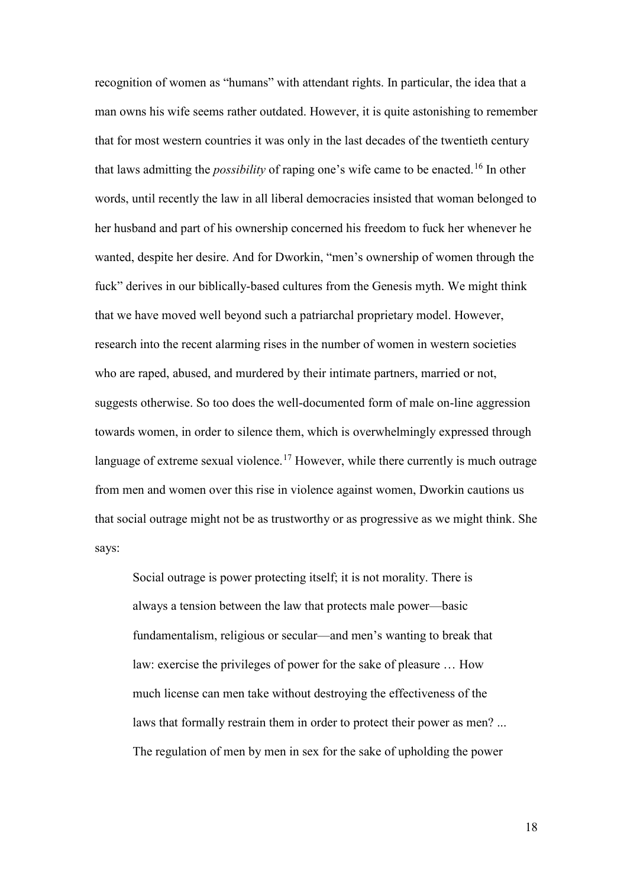recognition of women as "humans" with attendant rights. In particular, the idea that a man owns his wife seems rather outdated. However, it is quite astonishing to remember that for most western countries it was only in the last decades of the twentieth century that laws admitting the *possibility* of raping one's wife came to be enacted.[16] In other words, until recently the law in all liberal democracies insisted that woman belonged to her husband and part of his ownership concerned his freedom to fuck her whenever he wanted, despite her desire. And for Dworkin, "men's ownership of women through the fuck" derives in our biblically-based cultures from the Genesis myth. We might think that we have moved well beyond such a patriarchal proprietary model. However, research into the recent alarming rises in the number of women in western societies who are raped, abused, and murdered by their intimate partners, married or not, suggests otherwise. So too does the well-documented form of male on-line aggression towards women, in order to silence them, which is overwhelmingly expressed through language of extreme sexual violence.[17] However, while there currently is much outrage from men and women over this rise in violence against women, Dworkin cautions us that social outrage might not be as trustworthy or as progressive as we might think. She says:

> Social outrage is power protecting itself; it is not morality. There is always a tension between the law that protects male power—basic fundamentalism, religious or secular—and men's wanting to break that law: exercise the privileges of power for the sake of pleasure … How much license can men take without destroying the effectiveness of the laws that formally restrain them in order to protect their power as men? ... The regulation of men by men in sex for the sake of upholding the power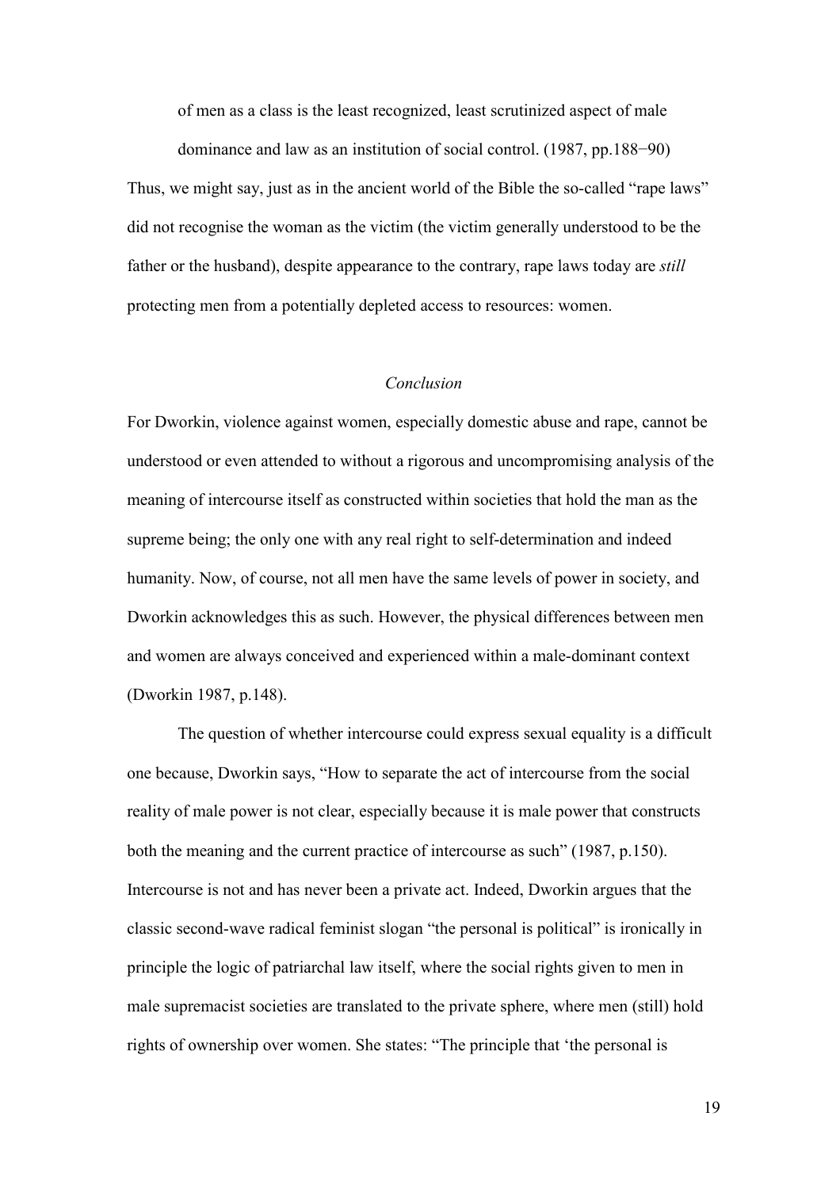of men as a class is the least recognized, least scrutinized aspect of male dominance and law as an institution of social control. (1987, pp.188−90)

Thus, we might say, just as in the ancient world of the Bible the so-called "rape laws" did not recognise the woman as the victim (the victim generally understood to be the father or the husband), despite appearance to the contrary, rape laws today are *still* protecting men from a potentially depleted access to resources: women.

## *Conclusion*

For Dworkin, violence against women, especially domestic abuse and rape, cannot be understood or even attended to without a rigorous and uncompromising analysis of the meaning of intercourse itself as constructed within societies that hold the man as the supreme being; the only one with any real right to self-determination and indeed humanity. Now, of course, not all men have the same levels of power in society, and Dworkin acknowledges this as such. However, the physical differences between men and women are always conceived and experienced within a male-dominant context (Dworkin 1987, p.148).

The question of whether intercourse could express sexual equality is a difficult one because, Dworkin says, "How to separate the act of intercourse from the social reality of male power is not clear, especially because it is male power that constructs both the meaning and the current practice of intercourse as such" (1987, p.150). Intercourse is not and has never been a private act. Indeed, Dworkin argues that the classic second-wave radical feminist slogan "the personal is political" is ironically in principle the logic of patriarchal law itself, where the social rights given to men in male supremacist societies are translated to the private sphere, where men (still) hold rights of ownership over women. She states: "The principle that 'the personal is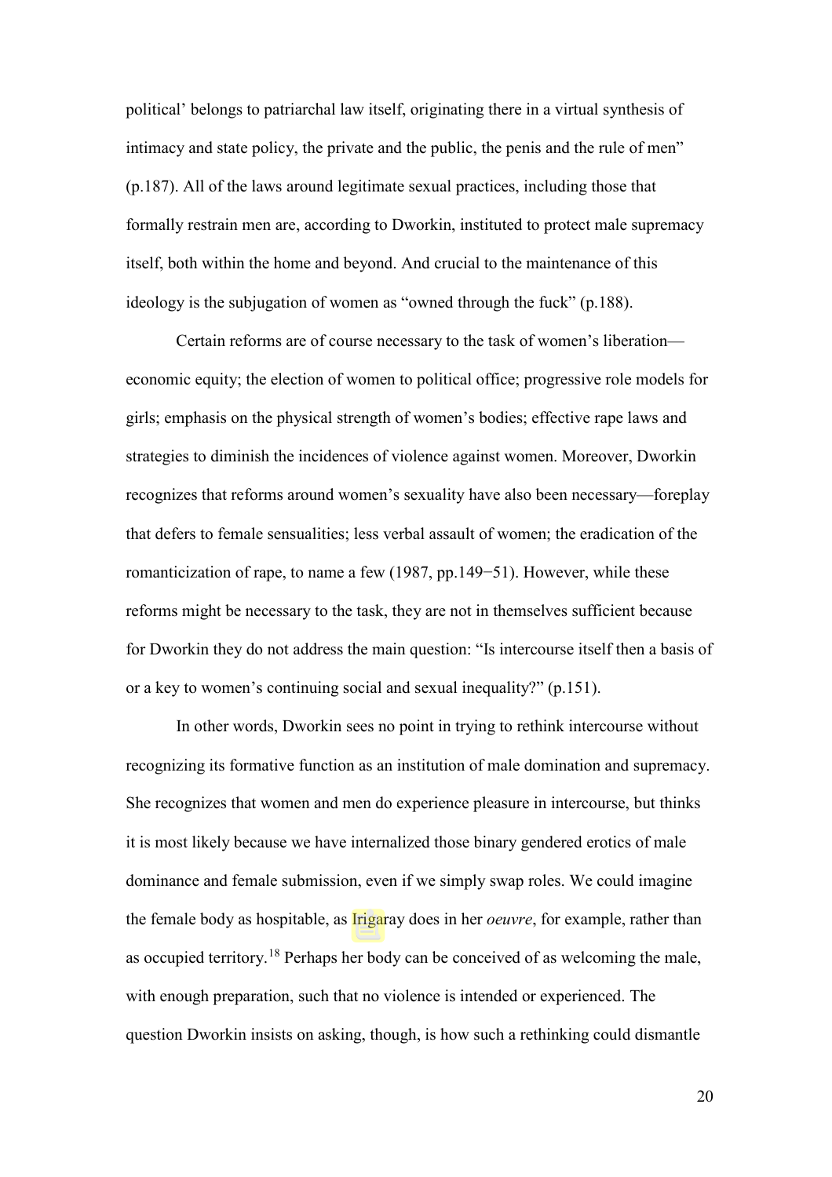political' belongs to patriarchal law itself, originating there in a virtual synthesis of intimacy and state policy, the private and the public, the penis and the rule of men" (p.187). All of the laws around legitimate sexual practices, including those that formally restrain men are, according to Dworkin, instituted to protect male supremacy itself, both within the home and beyond. And crucial to the maintenance of this ideology is the subjugation of women as "owned through the fuck" (p.188).

Certain reforms are of course necessary to the task of women's liberation—economic equity; the election of women to political office; progressive role models for girls; emphasis on the physical strength of women's bodies; effective rape laws and strategies to diminish the incidences of violence against women. Moreover, Dworkin recognizes that reforms around women's sexuality have also been necessary—foreplay that defers to female sensualities; less verbal assault of women; the eradication of the romanticization of rape, to name a few (1987, pp.149−51). However, while these reforms might be necessary to the task, they are not in themselves sufficient because for Dworkin they do not address the main question: "Is intercourse itself then a basis of or a key to women's continuing social and sexual inequality?" (p.151).

In other words, Dworkin sees no point in trying to rethink intercourse without recognizing its formative function as an institution of male domination and supremacy. She recognizes that women and men do experience pleasure in intercourse, but thinks it is most likely because we have internalized those binary gendered erotics of male dominance and female submission, even if we simply swap roles. We could imagine the female body as hospitable, as Irigaray does in her *oeuvre*, for example, rather than as occupied territory.[18] Perhaps her body can be conceived of as welcoming the male, with enough preparation, such that no violence is intended or experienced. The question Dworkin insists on asking, though, is how such a rethinking could dismantle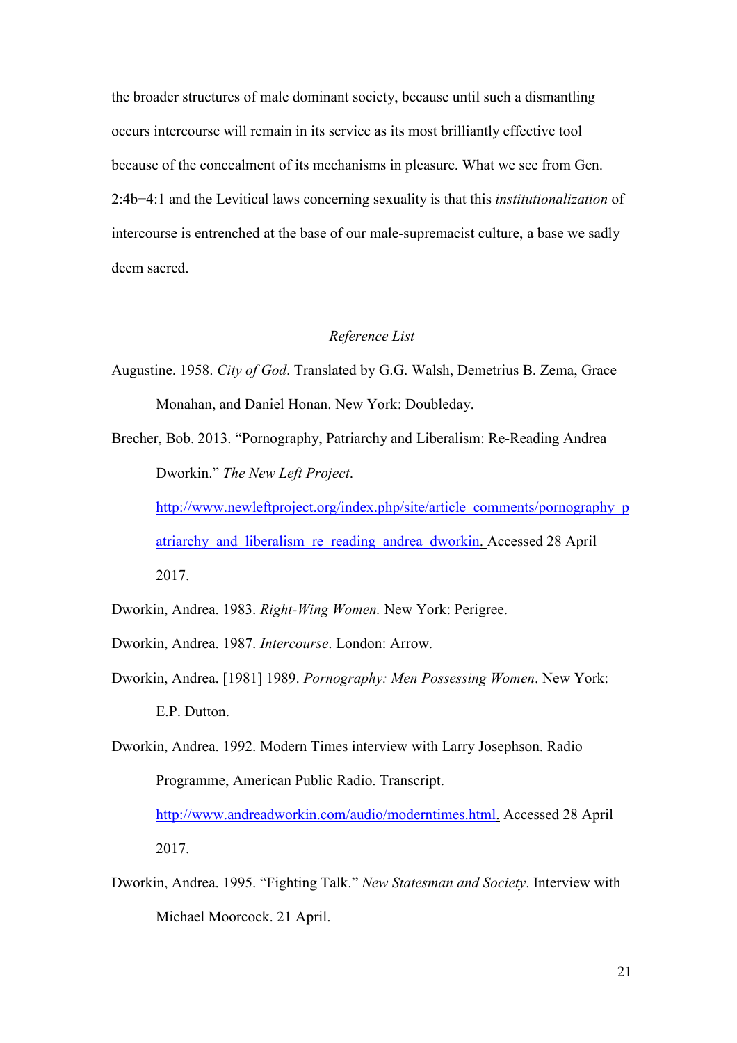the broader structures of male dominant society, because until such a dismantling occurs intercourse will remain in its service as its most brilliantly effective tool because of the concealment of its mechanisms in pleasure. What we see from Gen. 2:4b–4:1 and the Levitical laws concerning sexuality is that this *institutionalization* of intercourse is entrenched at the base of our male-supremacist culture, a base we sadly deem sacred.

## *Reference List*

Augustine. 1958. *City of God*. Translated by G.G. Walsh, Demetrius B. Zema, Grace Monahan, and Daniel Honan. New York: Doubleday.

Brecher, Bob. 2013. "Pornography, Patriarchy and Liberalism: Re-Reading Andrea Dworkin." *The New Left Project*. http://www.newleftproject.org/index.php/site/article_comments/pornography_patriarchy_and_liberalism_re_reading_andrea_dworkin. Accessed 28 April 2017.

Dworkin, Andrea. 1983. *Right-Wing Women.* New York: Perigree.

Dworkin, Andrea. 1987. *Intercourse*. London: Arrow.

Dworkin, Andrea. [1981] 1989. *Pornography: Men Possessing Women*. New York: E.P. Dutton.

Dworkin, Andrea. 1992. Modern Times interview with Larry Josephson. Radio Programme, American Public Radio. Transcript. http://www.andreadworkin.com/audio/moderntimes.html. Accessed 28 April 2017.

Dworkin, Andrea. 1995. "Fighting Talk." *New Statesman and Society*. Interview with Michael Moorcock. 21 April.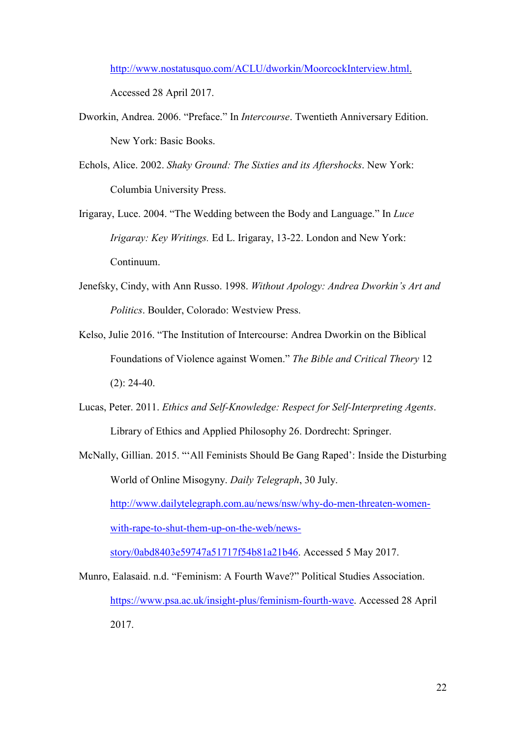http://www.nostatusquo.com/ACLU/dworkin/MoorcockInterview.html. Accessed 28 April 2017.

Dworkin, Andrea. 2006. "Preface." In *Intercourse*. Twentieth Anniversary Edition. New York: Basic Books.

Echols, Alice. 2002. *Shaky Ground: The Sixties and its Aftershocks*. New York: Columbia University Press.

Irigaray, Luce. 2004. "The Wedding between the Body and Language." In *Luce Irigaray: Key Writings.* Ed L. Irigaray, 13-22. London and New York: Continuum.

Jenefsky, Cindy, with Ann Russo. 1998. *Without Apology: Andrea Dworkin's Art and Politics*. Boulder, Colorado: Westview Press.

Kelso, Julie 2016. "The Institution of Intercourse: Andrea Dworkin on the Biblical Foundations of Violence against Women." *The Bible and Critical Theory* 12 (2): 24-40.

Lucas, Peter. 2011. *Ethics and Self-Knowledge: Respect for Self-Interpreting Agents*. Library of Ethics and Applied Philosophy 26. Dordrecht: Springer.

McNally, Gillian. 2015. "'All Feminists Should Be Gang Raped': Inside the Disturbing World of Online Misogyny. *Daily Telegraph*, 30 July. http://www.dailytelegraph.com.au/news/nsw/why-do-men-threaten-women-with-rape-to-shut-them-up-on-the-web/news-story/0abd8403e59747a51717f54b81a21b46. Accessed 5 May 2017.

Munro, Ealasaid. n.d. "Feminism: A Fourth Wave?" Political Studies Association. https://www.psa.ac.uk/insight-plus/feminism-fourth-wave. Accessed 28 April 2017.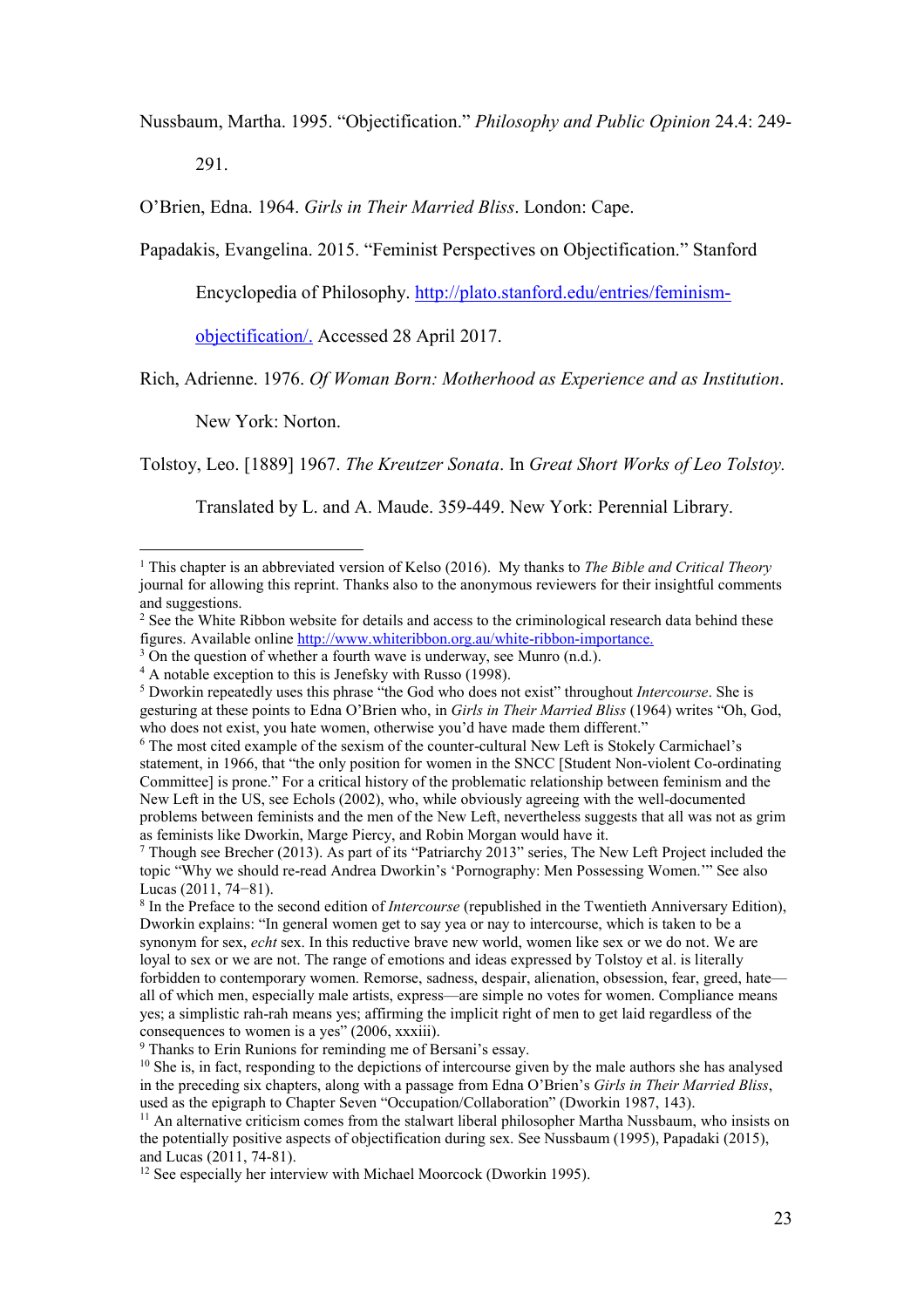Nussbaum, Martha. 1995. "Objectification." *Philosophy and Public Opinion* 24.4: 249-291.

O'Brien, Edna. 1964. *Girls in Their Married Bliss*. London: Cape.

Papadakis, Evangelina. 2015. "Feminist Perspectives on Objectification." Stanford Encyclopedia of Philosophy. http://plato.stanford.edu/entries/feminism-objectification/. Accessed 28 April 2017.

Rich, Adrienne. 1976. *Of Woman Born: Motherhood as Experience and as Institution*. New York: Norton.

Tolstoy, Leo. [1889] 1967. *The Kreutzer Sonata*. In *Great Short Works of Leo Tolstoy.* Translated by L. and A. Maude. 359-449. New York: Perennial Library.

---

[1] This chapter is an abbreviated version of Kelso (2016). My thanks to *The Bible and Critical Theory* journal for allowing this reprint. Thanks also to the anonymous reviewers for their insightful comments and suggestions.

[2] See the White Ribbon website for details and access to the criminological research data behind these figures. Available online http://www.whiteribbon.org.au/white-ribbon-importance.

[3] On the question of whether a fourth wave is underway, see Munro (n.d.).

[4] A notable exception to this is Jenefsky with Russo (1998).

[5] Dworkin repeatedly uses this phrase "the God who does not exist" throughout *Intercourse*. She is gesturing at these points to Edna O'Brien who, in *Girls in Their Married Bliss* (1964) writes "Oh, God, who does not exist, you hate women, otherwise you'd have made them different."

[6] The most cited example of the sexism of the counter-cultural New Left is Stokely Carmichael's statement, in 1966, that "the only position for women in the SNCC [Student Non-violent Co-ordinating Committee] is prone." For a critical history of the problematic relationship between feminism and the New Left in the US, see Echols (2002), who, while obviously agreeing with the well-documented problems between feminists and the men of the New Left, nevertheless suggests that all was not as grim as feminists like Dworkin, Marge Piercy, and Robin Morgan would have it.

[7] Though see Brecher (2013). As part of its "Patriarchy 2013" series, The New Left Project included the topic "Why we should re-read Andrea Dworkin's 'Pornography: Men Possessing Women.'" See also Lucas (2011, 74−81).

[8] In the Preface to the second edition of *Intercourse* (republished in the Twentieth Anniversary Edition), Dworkin explains: "In general women get to say yea or nay to intercourse, which is taken to be a synonym for sex, *echt* sex. In this reductive brave new world, women like sex or we do not. We are loyal to sex or we are not. The range of emotions and ideas expressed by Tolstoy et al. is literally forbidden to contemporary women. Remorse, sadness, despair, alienation, obsession, fear, greed, hate—all of which men, especially male artists, express—are simple no votes for women. Compliance means yes; a simplistic rah-rah means yes; affirming the implicit right of men to get laid regardless of the consequences to women is a yes" (2006, xxxiii).

[9] Thanks to Erin Runions for reminding me of Bersani's essay.

[10] She is, in fact, responding to the depictions of intercourse given by the male authors she has analysed in the preceding six chapters, along with a passage from Edna O'Brien's *Girls in Their Married Bliss*, used as the epigraph to Chapter Seven "Occupation/Collaboration" (Dworkin 1987, 143).

[11] An alternative criticism comes from the stalwart liberal philosopher Martha Nussbaum, who insists on the potentially positive aspects of objectification during sex. See Nussbaum (1995), Papadaki (2015), and Lucas (2011, 74-81).

[12] See especially her interview with Michael Moorcock (Dworkin 1995).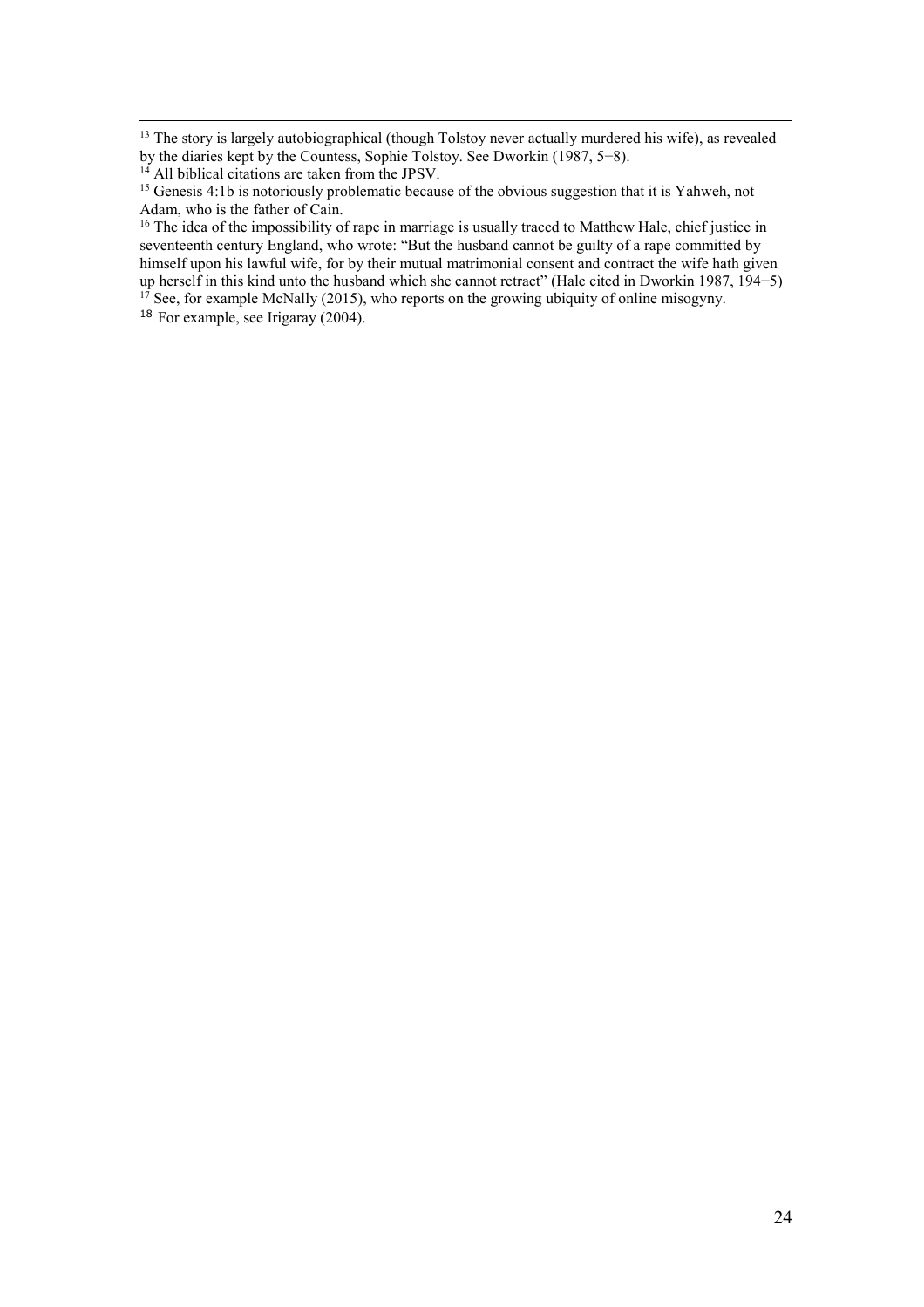[13] The story is largely autobiographical (though Tolstoy never actually murdered his wife), as revealed by the diaries kept by the Countess, Sophie Tolstoy. See Dworkin (1987, 5−8).

[14] All biblical citations are taken from the JPSV.

[15] Genesis 4:1b is notoriously problematic because of the obvious suggestion that it is Yahweh, not Adam, who is the father of Cain.

[16] The idea of the impossibility of rape in marriage is usually traced to Matthew Hale, chief justice in seventeenth century England, who wrote: "But the husband cannot be guilty of a rape committed by himself upon his lawful wife, for by their mutual matrimonial consent and contract the wife hath given up herself in this kind unto the husband which she cannot retract" (Hale cited in Dworkin 1987, 194−5)

[17] See, for example McNally (2015), who reports on the growing ubiquity of online misogyny.

[18] For example, see Irigaray (2004).